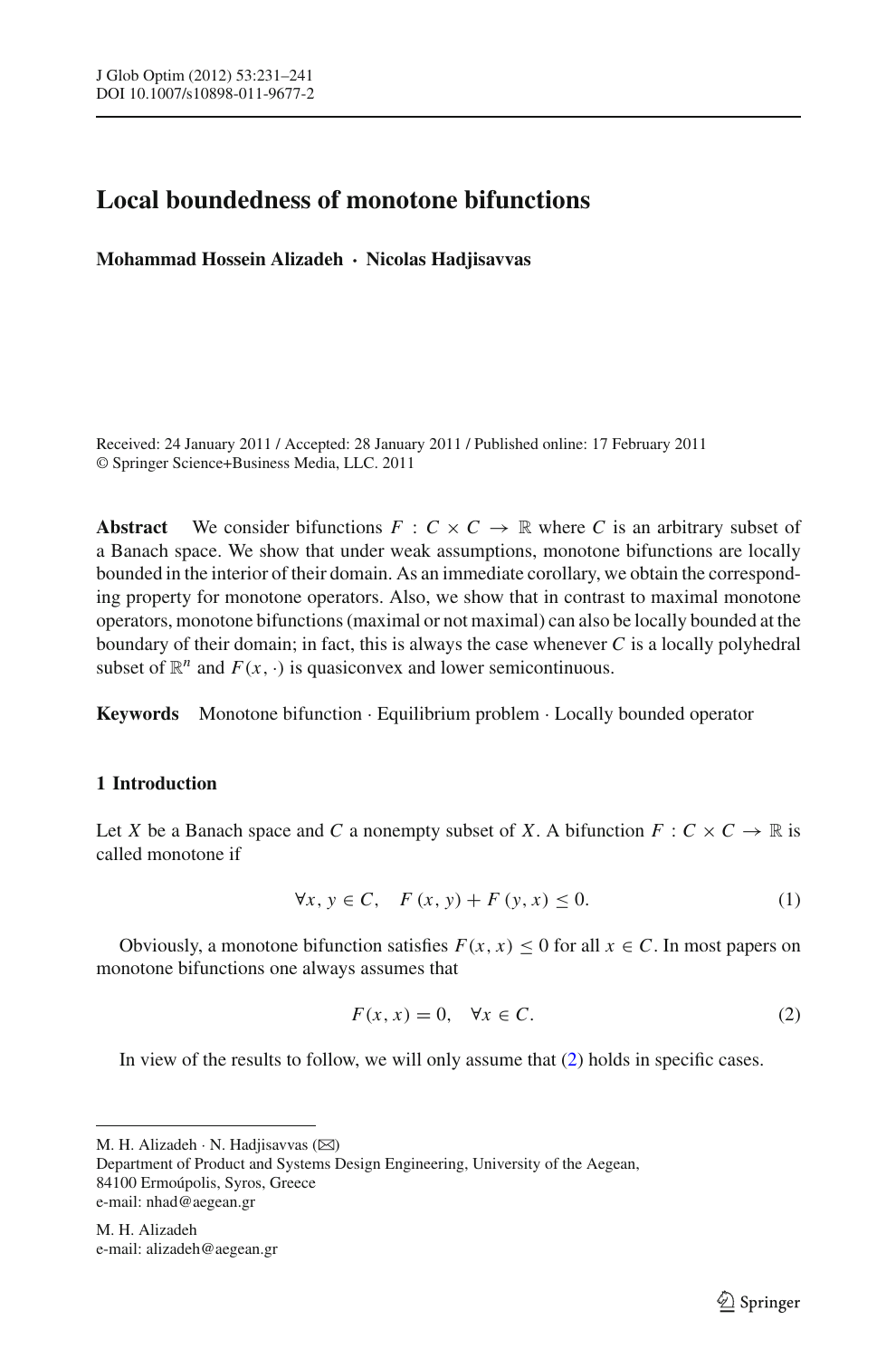# Local boundedness of monotone bifunctions

**Mohammad Hossein Alizadeh · Nicolas Hadjisavvas**

Received: 24 January 2011 / Accepted: 28 January 2011 / Published online: 17 February 2011
© Springer Science+Business Media, LLC. 2011

**Abstract** We consider bifunctions $F : C \times C \to \mathbb{R}$ where $C$ is an arbitrary subset of a Banach space. We show that under weak assumptions, monotone bifunctions are locally bounded in the interior of their domain. As an immediate corollary, we obtain the corresponding property for monotone operators. Also, we show that in contrast to maximal monotone operators, monotone bifunctions (maximal or not maximal) can also be locally bounded at the boundary of their domain; in fact, this is always the case whenever $C$ is a locally polyhedral subset of $\mathbb{R}^n$ and $F(x, \cdot)$ is quasiconvex and lower semicontinuous.

**Keywords** Monotone bifunction · Equilibrium problem · Locally bounded operator

## 1 Introduction

Let $X$ be a Banach space and $C$ a nonempty subset of $X$. A bifunction $F : C \times C \to \mathbb{R}$ is called monotone if

$$\forall x, y \in C, \quad F(x, y) + F(y, x) \leq 0. \tag{1}$$

Obviously, a monotone bifunction satisfies $F(x, x) \leq 0$ for all $x \in C$. In most papers on monotone bifunctions one always assumes that

$$F(x, x) = 0, \quad \forall x \in C. \tag{2}$$

In view of the results to follow, we will only assume that (2) holds in specific cases.

M. H. Alizadeh · N. Hadjisavvas (✉)
Department of Product and Systems Design Engineering, University of the Aegean,
84100 Ermoúpolis, Syros, Greece
e-mail: nhad@aegean.gr

M. H. Alizadeh
e-mail: alizadeh@aegean.gr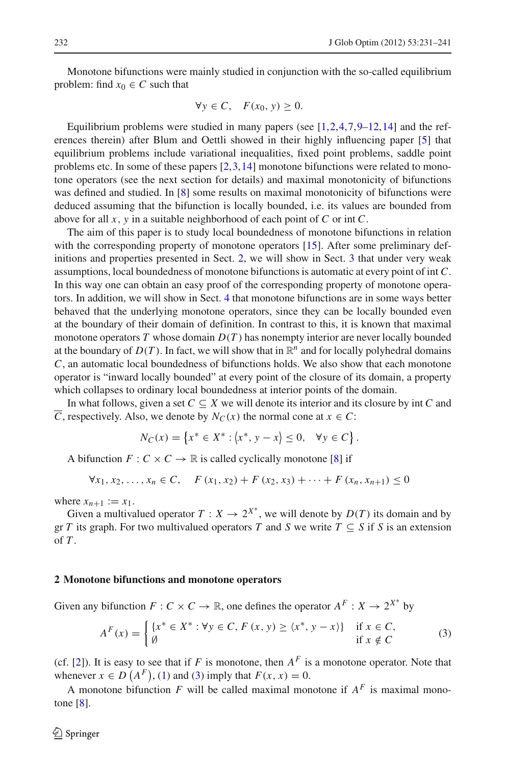Monotone bifunctions were mainly studied in conjunction with the so-called equilibrium problem: find $x_0 \in C$ such that

$$\forall y \in C, \quad F(x_0, y) \geq 0.$$

Equilibrium problems were studied in many papers (see [1,2,4,7,9–12,14] and the references therein) after Blum and Oettli showed in their highly influencing paper [5] that equilibrium problems include variational inequalities, fixed point problems, saddle point problems etc. In some of these papers [2,3,14] monotone bifunctions were related to monotone operators (see the next section for details) and maximal monotonicity of bifunctions was defined and studied. In [8] some results on maximal monotonicity of bifunctions were deduced assuming that the bifunction is locally bounded, i.e. its values are bounded from above for all $x$, $y$ in a suitable neighborhood of each point of $C$ or $\operatorname{int} C$.

The aim of this paper is to study local boundedness of monotone bifunctions in relation with the corresponding property of monotone operators [15]. After some preliminary definitions and properties presented in Sect. 2, we will show in Sect. 3 that under very weak assumptions, local boundedness of monotone bifunctions is automatic at every point of $\operatorname{int} C$. In this way one can obtain an easy proof of the corresponding property of monotone operators. In addition, we will show in Sect. 4 that monotone bifunctions are in some ways better behaved that the underlying monotone operators, since they can be locally bounded even at the boundary of their domain of definition. In contrast to this, it is known that maximal monotone operators $T$ whose domain $D(T)$ has nonempty interior are never locally bounded at the boundary of $D(T)$. In fact, we will show that in $\mathbb{R}^n$ and for locally polyhedral domains $C$, an automatic local boundedness of bifunctions holds. We also show that each monotone operator is "inward locally bounded" at every point of the closure of its domain, a property which collapses to ordinary local boundedness at interior points of the domain.

In what follows, given a set $C \subseteq X$ we will denote its interior and its closure by $\operatorname{int} C$ and $\overline{C}$, respectively. Also, we denote by $N_C(x)$ the normal cone at $x \in C$:

$$N_C(x) = \left\{x^* \in X^* : \langle x^*, y - x \rangle \leq 0, \quad \forall y \in C\right\}.$$

A bifunction $F : C \times C \to \mathbb{R}$ is called cyclically monotone [8] if

$$\forall x_1, x_2, \ldots, x_n \in C, \quad F(x_1, x_2) + F(x_2, x_3) + \cdots + F(x_n, x_{n+1}) \leq 0$$

where $x_{n+1} := x_1$.

Given a multivalued operator $T : X \to 2^{X^*}$, we will denote by $D(T)$ its domain and by $\operatorname{gr} T$ its graph. For two multivalued operators $T$ and $S$ we write $T \subseteq S$ if $S$ is an extension of $T$.

## 2 Monotone bifunctions and monotone operators

Given any bifunction $F : C \times C \to \mathbb{R}$, one defines the operator $A^F : X \to 2^{X^*}$ by

$$A^F(x) = \begin{cases} \{x^* \in X^* : \forall y \in C, F(x, y) \geq \langle x^*, y - x \rangle\} & \text{if } x \in C, \\ \emptyset & \text{if } x \notin C \end{cases} \tag{3}$$

(cf. [2]). It is easy to see that if $F$ is monotone, then $A^F$ is a monotone operator. Note that whenever $x \in D\left(A^F\right)$, (1) and (3) imply that $F(x, x) = 0$.

A monotone bifunction $F$ will be called maximal monotone if $A^F$ is maximal monotone [8].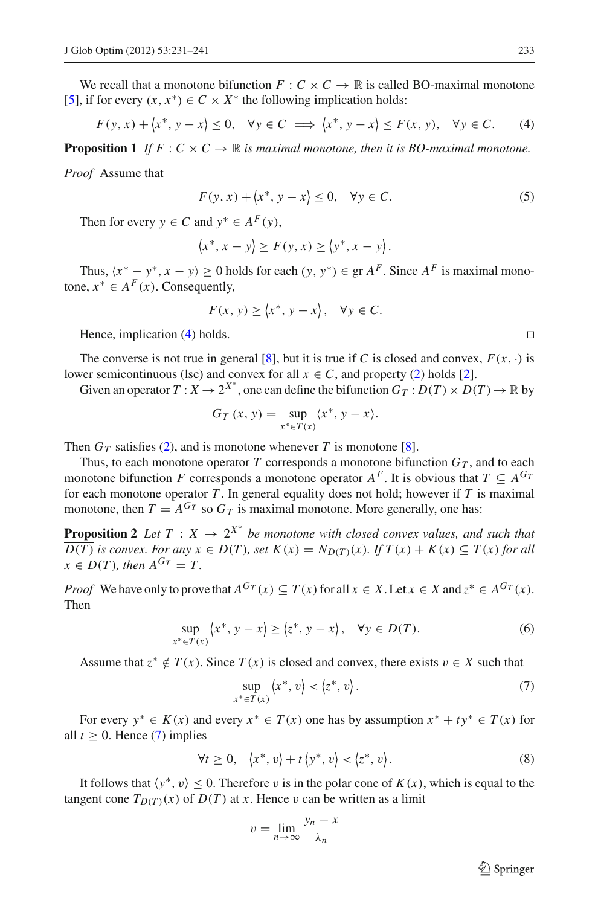We recall that a monotone bifunction $F : C \times C \to \mathbb{R}$ is called BO-maximal monotone [5], if for every $(x, x^*) \in C \times X^*$ the following implication holds:

$$F(y, x) + \langle x^*, y - x\rangle \leq 0, \quad \forall y \in C \implies \langle x^*, y - x\rangle \leq F(x, y), \quad \forall y \in C. \tag{4}$$

**Proposition 1** *If $F : C \times C \to \mathbb{R}$ is maximal monotone, then it is BO-maximal monotone.*

*Proof* Assume that

$$F(y, x) + \langle x^*, y - x\rangle \leq 0, \quad \forall y \in C. \tag{5}$$

Then for every $y \in C$ and $y^* \in A^F(y)$,

$$\langle x^*, x - y\rangle \geq F(y, x) \geq \langle y^*, x - y\rangle.$$

Thus, $\langle x^* - y^*, x - y\rangle \geq 0$ holds for each $(y, y^*) \in \operatorname{gr} A^F$. Since $A^F$ is maximal monotone, $x^* \in A^F(x)$. Consequently,

$$F(x, y) \geq \langle x^*, y - x\rangle, \quad \forall y \in C.$$

Hence, implication (4) holds. $\square$

The converse is not true in general [8], but it is true if $C$ is closed and convex, $F(x, \cdot)$ is lower semicontinuous (lsc) and convex for all $x \in C$, and property (2) holds [2].

Given an operator $T : X \to 2^{X^*}$, one can define the bifunction $G_T : D(T) \times D(T) \to \mathbb{R}$ by

$$G_T(x, y) = \sup_{x^* \in T(x)} \langle x^*, y - x\rangle.$$

Then $G_T$ satisfies (2), and is monotone whenever $T$ is monotone [8].

Thus, to each monotone operator $T$ corresponds a monotone bifunction $G_T$, and to each monotone bifunction $F$ corresponds a monotone operator $A^F$. It is obvious that $T \subseteq A^{G_T}$ for each monotone operator $T$. In general equality does not hold; however if $T$ is maximal monotone, then $T = A^{G_T}$ so $G_T$ is maximal monotone. More generally, one has:

**Proposition 2** *Let $T : X \to 2^{X^*}$ be monotone with closed convex values, and such that $\overline{D(T)}$ is convex. For any $x \in D(T)$, set $K(x) = N_{D(T)}(x)$. If $T(x) + K(x) \subseteq T(x)$ for all $x \in D(T)$, then $A^{G_T} = T$.*

*Proof* We have only to prove that $A^{G_T}(x) \subseteq T(x)$ for all $x \in X$. Let $x \in X$ and $z^* \in A^{G_T}(x)$. Then

$$\sup_{x^* \in T(x)} \langle x^*, y - x\rangle \geq \langle z^*, y - x\rangle, \quad \forall y \in D(T). \tag{6}$$

Assume that $z^* \notin T(x)$. Since $T(x)$ is closed and convex, there exists $v \in X$ such that

$$\sup_{x^* \in T(x)} \langle x^*, v\rangle < \langle z^*, v\rangle. \tag{7}$$

For every $y^* \in K(x)$ and every $x^* \in T(x)$ one has by assumption $x^* + ty^* \in T(x)$ for all $t \geq 0$. Hence (7) implies

$$\forall t \geq 0, \quad \langle x^*, v\rangle + t\langle y^*, v\rangle < \langle z^*, v\rangle. \tag{8}$$

It follows that $\langle y^*, v\rangle \leq 0$. Therefore $v$ is in the polar cone of $K(x)$, which is equal to the tangent cone $T_{D(T)}(x)$ of $D(T)$ at $x$. Hence $v$ can be written as a limit

$$v = \lim_{n \to \infty} \frac{y_n - x}{\lambda_n}$$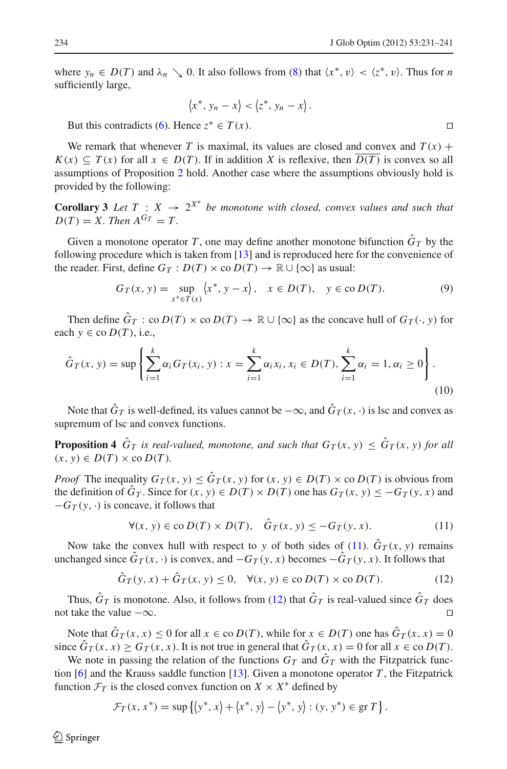where $y_n \in D(T)$ and $\lambda_n \searrow 0$. It also follows from (8) that $\langle x^*, v\rangle < \langle z^*, v\rangle$. Thus for $n$ sufficiently large,

$$\left\langle x^*, y_n - x\right\rangle < \left\langle z^*, y_n - x\right\rangle.$$

But this contradicts (6). Hence $z^* \in T(x)$. $\square$

We remark that whenever $T$ is maximal, its values are closed and convex and $T(x) + K(x) \subseteq T(x)$ for all $x \in D(T)$. If in addition $X$ is reflexive, then $\overline{D(T)}$ is convex so all assumptions of Proposition 2 hold. Another case where the assumptions obviously hold is provided by the following:

**Corollary 3** *Let $T : X \to 2^{X^*}$ be monotone with closed, convex values and such that $D(T) = X$. Then $A^{G_T} = T$.*

Given a monotone operator $T$, one may define another monotone bifunction $\hat{G}_T$ by the following procedure which is taken from [13] and is reproduced here for the convenience of the reader. First, define $G_T : D(T) \times \operatorname{co} D(T) \to \mathbb{R} \cup \{\infty\}$ as usual:

$$G_T(x, y) = \sup_{x^* \in T(x)} \left\langle x^*, y - x\right\rangle, \quad x \in D(T), \quad y \in \operatorname{co} D(T). \tag{9}$$

Then define $\hat{G}_T : \operatorname{co} D(T) \times \operatorname{co} D(T) \to \mathbb{R} \cup \{\infty\}$ as the concave hull of $G_T(\cdot, y)$ for each $y \in \operatorname{co} D(T)$, i.e.,

$$\hat{G}_T(x, y) = \sup\left\{\sum_{i=1}^{k} \alpha_i G_T(x_i, y) : x = \sum_{i=1}^{k} \alpha_i x_i, x_i \in D(T), \sum_{i=1}^{k} \alpha_i = 1, \alpha_i \geq 0\right\}. \tag{10}$$

Note that $\hat{G}_T$ is well-defined, its values cannot be $-\infty$, and $\hat{G}_T(x, \cdot)$ is lsc and convex as supremum of lsc and convex functions.

**Proposition 4** *$\hat{G}_T$ is real-valued, monotone, and such that $G_T(x, y) \leq \hat{G}_T(x, y)$ for all $(x, y) \in D(T) \times \operatorname{co} D(T)$.*

*Proof* The inequality $G_T(x, y) \leq \hat{G}_T(x, y)$ for $(x, y) \in D(T) \times \operatorname{co} D(T)$ is obvious from the definition of $\hat{G}_T$. Since for $(x, y) \in D(T) \times D(T)$ one has $G_T(x, y) \leq -G_T(y, x)$ and $-G_T(y, \cdot)$ is concave, it follows that

$$\forall (x, y) \in \operatorname{co} D(T) \times D(T), \quad \hat{G}_T(x, y) \leq -G_T(y, x). \tag{11}$$

Now take the convex hull with respect to $y$ of both sides of (11). $\hat{G}_T(x, y)$ remains unchanged since $\hat{G}_T(x, \cdot)$ is convex, and $-G_T(y, x)$ becomes $-\hat{G}_T(y, x)$. It follows that

$$\hat{G}_T(y, x) + \hat{G}_T(x, y) \leq 0, \quad \forall (x, y) \in \operatorname{co} D(T) \times \operatorname{co} D(T). \tag{12}$$

Thus, $\hat{G}_T$ is monotone. Also, it follows from (12) that $\hat{G}_T$ is real-valued since $\hat{G}_T$ does not take the value $-\infty$. $\square$

Note that $\hat{G}_T(x, x) \leq 0$ for all $x \in \operatorname{co} D(T)$, while for $x \in D(T)$ one has $\hat{G}_T(x, x) = 0$ since $\hat{G}_T(x, x) \geq G_T(x, x)$. It is not true in general that $\hat{G}_T(x, x) = 0$ for all $x \in \operatorname{co} D(T)$.

We note in passing the relation of the functions $G_T$ and $\hat{G}_T$ with the Fitzpatrick function [6] and the Krauss saddle function [13]. Given a monotone operator $T$, the Fitzpatrick function $\mathcal{F}_T$ is the closed convex function on $X \times X^*$ defined by

$$\mathcal{F}_T(x, x^*) = \sup\left\{\left\langle y^*, x\right\rangle + \left\langle x^*, y\right\rangle - \left\langle y^*, y\right\rangle : (y, y^*) \in \operatorname{gr} T\right\}.$$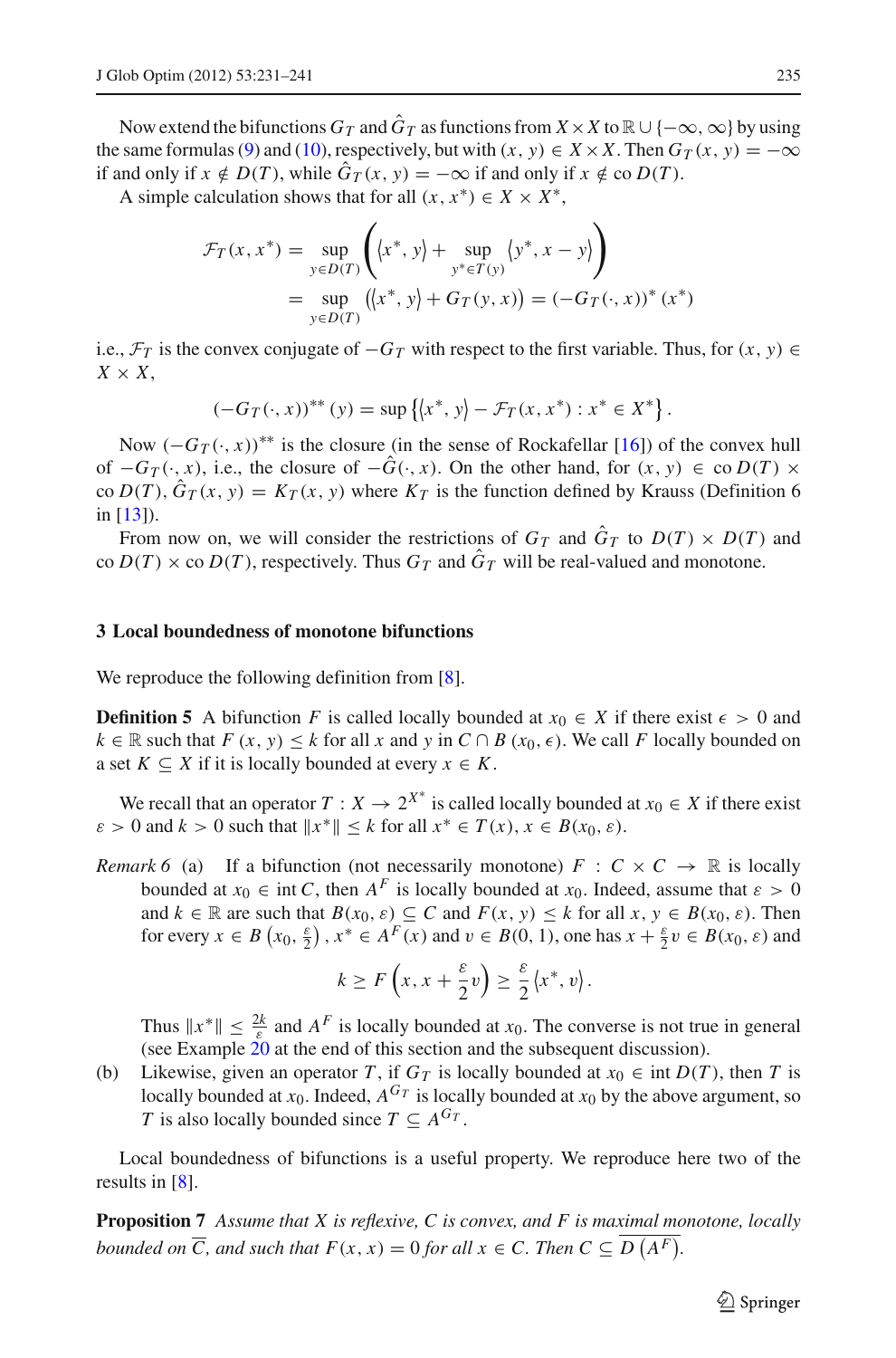Now extend the bifunctions $G_T$ and $\hat{G}_T$ as functions from $X \times X$ to $\mathbb{R} \cup \{-\infty, \infty\}$ by using the same formulas (9) and (10), respectively, but with $(x, y) \in X \times X$. Then $G_T(x, y) = -\infty$ if and only if $x \notin D(T)$, while $\hat{G}_T(x, y) = -\infty$ if and only if $x \notin \operatorname{co} D(T)$.

A simple calculation shows that for all $(x, x^*) \in X \times X^*$,

$$\mathcal{F}_T(x, x^*) = \sup_{y \in D(T)} \left( \langle x^*, y \rangle + \sup_{y^* \in T(y)} \langle y^*, x - y \rangle \right)$$
$$= \sup_{y \in D(T)} \left( \langle x^*, y \rangle + G_T(y, x) \right) = (-G_T(\cdot, x))^* (x^*)$$

i.e., $\mathcal{F}_T$ is the convex conjugate of $-G_T$ with respect to the first variable. Thus, for $(x, y) \in X \times X$,

$$(-G_T(\cdot, x))^{**}(y) = \sup \left\{ \langle x^*, y \rangle - \mathcal{F}_T(x, x^*) : x^* \in X^* \right\}.$$

Now $(-G_T(\cdot, x))^{**}$ is the closure (in the sense of Rockafellar [16]) of the convex hull of $-G_T(\cdot, x)$, i.e., the closure of $-\hat{G}(\cdot, x)$. On the other hand, for $(x, y) \in \operatorname{co} D(T) \times \operatorname{co} D(T)$, $\hat{G}_T(x, y) = K_T(x, y)$ where $K_T$ is the function defined by Krauss (Definition 6 in [13]).

From now on, we will consider the restrictions of $G_T$ and $\hat{G}_T$ to $D(T) \times D(T)$ and $\operatorname{co} D(T) \times \operatorname{co} D(T)$, respectively. Thus $G_T$ and $\hat{G}_T$ will be real-valued and monotone.

## 3 Local boundedness of monotone bifunctions

We reproduce the following definition from [8].

**Definition 5** A bifunction $F$ is called locally bounded at $x_0 \in X$ if there exist $\epsilon > 0$ and $k \in \mathbb{R}$ such that $F(x, y) \leq k$ for all $x$ and $y$ in $C \cap B(x_0, \epsilon)$. We call $F$ locally bounded on a set $K \subseteq X$ if it is locally bounded at every $x \in K$.

We recall that an operator $T : X \to 2^{X^*}$ is called locally bounded at $x_0 \in X$ if there exist $\varepsilon > 0$ and $k > 0$ such that $\|x^*\| \leq k$ for all $x^* \in T(x)$, $x \in B(x_0, \varepsilon)$.

*Remark 6* (a) If a bifunction (not necessarily monotone) $F : C \times C \to \mathbb{R}$ is locally bounded at $x_0 \in \operatorname{int} C$, then $A^F$ is locally bounded at $x_0$. Indeed, assume that $\varepsilon > 0$ and $k \in \mathbb{R}$ are such that $B(x_0, \varepsilon) \subseteq C$ and $F(x, y) \leq k$ for all $x, y \in B(x_0, \varepsilon)$. Then for every $x \in B\left(x_0, \frac{\varepsilon}{2}\right)$, $x^* \in A^F(x)$ and $v \in B(0, 1)$, one has $x + \frac{\varepsilon}{2} v \in B(x_0, \varepsilon)$ and

$$k \geq F\left(x, x + \frac{\varepsilon}{2} v\right) \geq \frac{\varepsilon}{2} \langle x^*, v \rangle.$$

Thus $\|x^*\| \leq \frac{2k}{\varepsilon}$ and $A^F$ is locally bounded at $x_0$. The converse is not true in general (see Example 20 at the end of this section and the subsequent discussion).

(b) Likewise, given an operator $T$, if $G_T$ is locally bounded at $x_0 \in \operatorname{int} D(T)$, then $T$ is locally bounded at $x_0$. Indeed, $A^{G_T}$ is locally bounded at $x_0$ by the above argument, so $T$ is also locally bounded since $T \subseteq A^{G_T}$.

Local boundedness of bifunctions is a useful property. We reproduce here two of the results in [8].

**Proposition 7** *Assume that $X$ is reflexive, $C$ is convex, and $F$ is maximal monotone, locally bounded on $\overline{C}$, and such that $F(x, x) = 0$ for all $x \in C$. Then $C \subseteq \overline{D\left(A^F\right)}$.*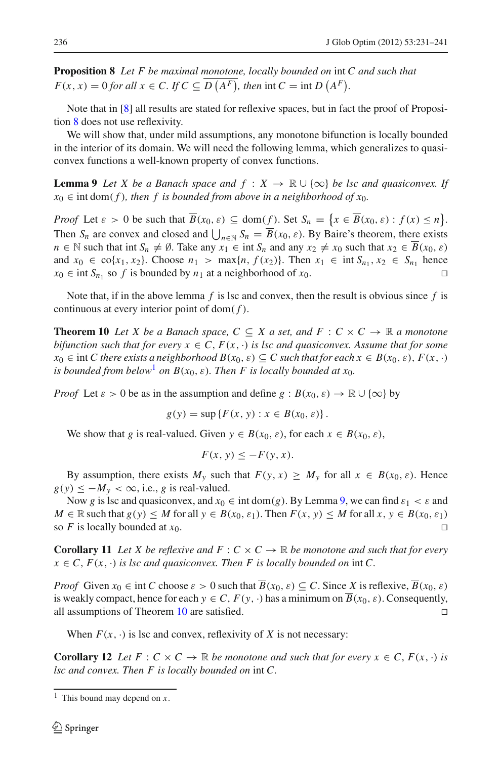**Proposition 8** *Let $F$ be maximal monotone, locally bounded on* $\operatorname{int} C$ *and such that* $F(x, x) = 0$ *for all* $x \in C$*. If* $C \subseteq \overline{D(A^F)}$*, then* $\operatorname{int} C = \operatorname{int} D(A^F)$*.*

Note that in [8] all results are stated for reflexive spaces, but in fact the proof of Proposition 8 does not use reflexivity.

We will show that, under mild assumptions, any monotone bifunction is locally bounded in the interior of its domain. We will need the following lemma, which generalizes to quasiconvex functions a well-known property of convex functions.

**Lemma 9** *Let $X$ be a Banach space and $f : X \to \mathbb{R} \cup \{\infty\}$ be lsc and quasiconvex. If* $x_0 \in \operatorname{int} \operatorname{dom}(f)$*, then $f$ is bounded from above in a neighborhood of* $x_0$*.*

*Proof* Let $\varepsilon > 0$ be such that $\overline{B}(x_0, \varepsilon) \subseteq \operatorname{dom}(f)$. Set $S_n = \{x \in \overline{B}(x_0, \varepsilon) : f(x) \leq n\}$. Then $S_n$ are convex and closed and $\bigcup_{n \in \mathbb{N}} S_n = \overline{B}(x_0, \varepsilon)$. By Baire's theorem, there exists $n \in \mathbb{N}$ such that $\operatorname{int} S_n \neq \emptyset$. Take any $x_1 \in \operatorname{int} S_n$ and any $x_2 \neq x_0$ such that $x_2 \in \overline{B}(x_0, \varepsilon)$ and $x_0 \in \operatorname{co}\{x_1, x_2\}$. Choose $n_1 > \max\{n, f(x_2)\}$. Then $x_1 \in \operatorname{int} S_{n_1}$, $x_2 \in S_{n_1}$ hence $x_0 \in \operatorname{int} S_{n_1}$ so $f$ is bounded by $n_1$ at a neighborhood of $x_0$. □

Note that, if in the above lemma $f$ is lsc and convex, then the result is obvious since $f$ is continuous at every interior point of $\operatorname{dom}(f)$.

**Theorem 10** *Let $X$ be a Banach space, $C \subseteq X$ a set, and $F : C \times C \to \mathbb{R}$ a monotone bifunction such that for every $x \in C$, $F(x, \cdot)$ is lsc and quasiconvex. Assume that for some* $x_0 \in \operatorname{int} C$ *there exists a neighborhood* $B(x_0, \varepsilon) \subseteq C$ *such that for each* $x \in B(x_0, \varepsilon)$*,* $F(x, \cdot)$ *is bounded from below*[1] *on* $B(x_0, \varepsilon)$*. Then $F$ is locally bounded at* $x_0$*.*

*Proof* Let $\varepsilon > 0$ be as in the assumption and define $g : B(x_0, \varepsilon) \to \mathbb{R} \cup \{\infty\}$ by

$$g(y) = \sup \{F(x, y) : x \in B(x_0, \varepsilon)\}.$$

We show that $g$ is real-valued. Given $y \in B(x_0, \varepsilon)$, for each $x \in B(x_0, \varepsilon)$,

$$F(x, y) \leq -F(y, x).$$

By assumption, there exists $M_y$ such that $F(y, x) \geq M_y$ for all $x \in B(x_0, \varepsilon)$. Hence $g(y) \leq -M_y < \infty$, i.e., $g$ is real-valued.

Now $g$ is lsc and quasiconvex, and $x_0 \in \operatorname{int} \operatorname{dom}(g)$. By Lemma 9, we can find $\varepsilon_1 < \varepsilon$ and $M \in \mathbb{R}$ such that $g(y) \leq M$ for all $y \in B(x_0, \varepsilon_1)$. Then $F(x, y) \leq M$ for all $x, y \in B(x_0, \varepsilon_1)$ so $F$ is locally bounded at $x_0$. □

**Corollary 11** *Let $X$ be reflexive and $F : C \times C \to \mathbb{R}$ be monotone and such that for every $x \in C$, $F(x, \cdot)$ is lsc and quasiconvex. Then $F$ is locally bounded on* $\operatorname{int} C$*.*

*Proof* Given $x_0 \in \operatorname{int} C$ choose $\varepsilon > 0$ such that $\overline{B}(x_0, \varepsilon) \subseteq C$. Since $X$ is reflexive, $\overline{B}(x_0, \varepsilon)$ is weakly compact, hence for each $y \in C$, $F(y, \cdot)$ has a minimum on $\overline{B}(x_0, \varepsilon)$. Consequently, all assumptions of Theorem 10 are satisfied. □

When $F(x, \cdot)$ is lsc and convex, reflexivity of $X$ is not necessary:

**Corollary 12** *Let $F : C \times C \to \mathbb{R}$ be monotone and such that for every $x \in C$, $F(x, \cdot)$ is lsc and convex. Then $F$ is locally bounded on* $\operatorname{int} C$*.*

[1] This bound may depend on $x$.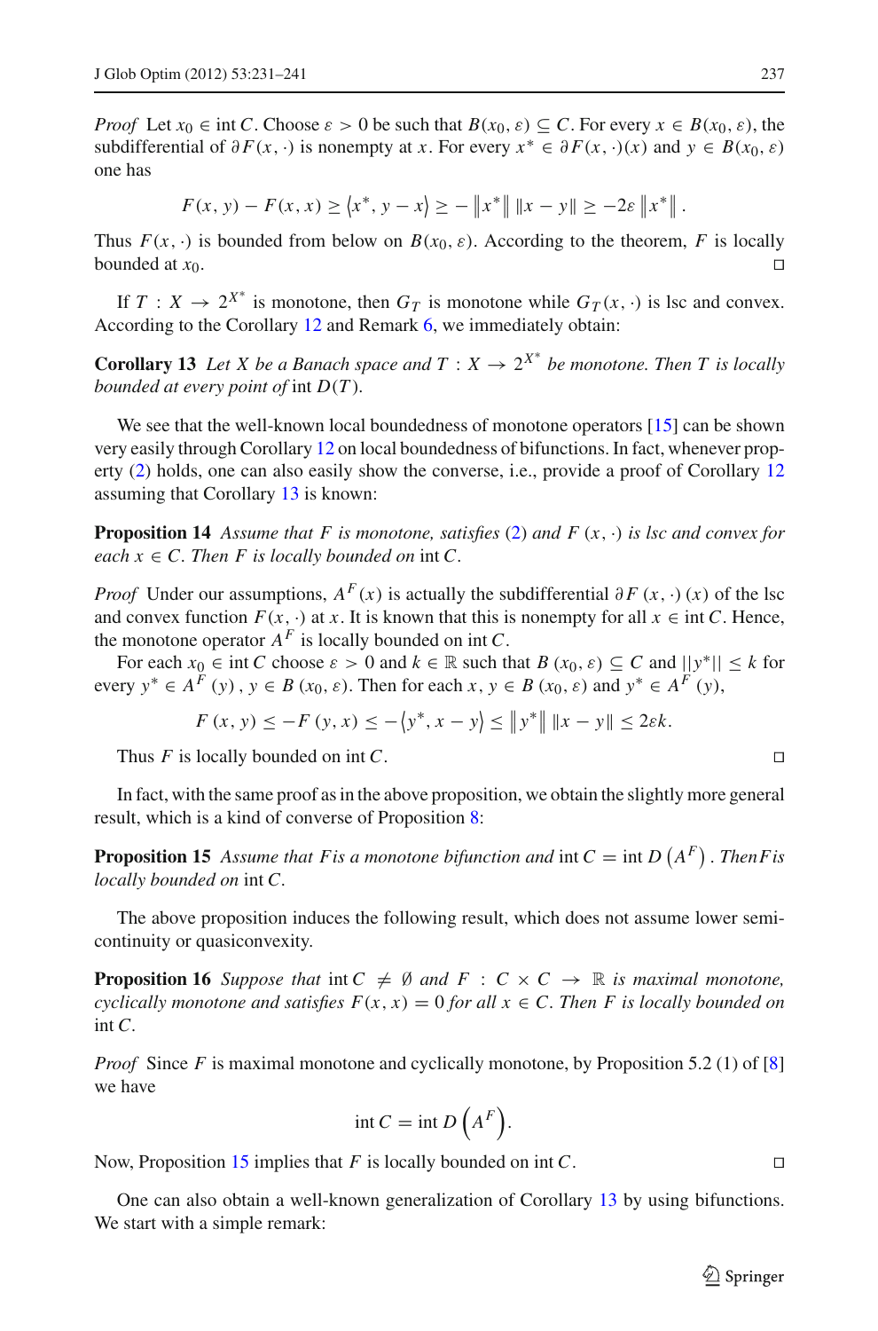*Proof* Let $x_0 \in \operatorname{int} C$. Choose $\varepsilon > 0$ be such that $B(x_0, \varepsilon) \subseteq C$. For every $x \in B(x_0, \varepsilon)$, the subdifferential of $\partial F(x, \cdot)$ is nonempty at $x$. For every $x^* \in \partial F(x, \cdot)(x)$ and $y \in B(x_0, \varepsilon)$ one has

$$F(x, y) - F(x, x) \geq \langle x^*, y - x \rangle \geq -\|x^*\| \|x - y\| \geq -2\varepsilon \|x^*\|.$$

Thus $F(x, \cdot)$ is bounded from below on $B(x_0, \varepsilon)$. According to the theorem, $F$ is locally bounded at $x_0$. □

If $T : X \to 2^{X^*}$ is monotone, then $G_T$ is monotone while $G_T(x, \cdot)$ is lsc and convex. According to the Corollary 12 and Remark 6, we immediately obtain:

**Corollary 13** *Let $X$ be a Banach space and $T : X \to 2^{X^*}$ be monotone. Then $T$ is locally bounded at every point of* $\operatorname{int} D(T)$.

We see that the well-known local boundedness of monotone operators [15] can be shown very easily through Corollary 12 on local boundedness of bifunctions. In fact, whenever property (2) holds, one can also easily show the converse, i.e., provide a proof of Corollary 12 assuming that Corollary 13 is known:

**Proposition 14** *Assume that $F$ is monotone, satisfies (2) and $F(x, \cdot)$ is lsc and convex for each $x \in C$. Then $F$ is locally bounded on* $\operatorname{int} C$.

*Proof* Under our assumptions, $A^F(x)$ is actually the subdifferential $\partial F(x, \cdot)(x)$ of the lsc and convex function $F(x, \cdot)$ at $x$. It is known that this is nonempty for all $x \in \operatorname{int} C$. Hence, the monotone operator $A^F$ is locally bounded on $\operatorname{int} C$.

For each $x_0 \in \operatorname{int} C$ choose $\varepsilon > 0$ and $k \in \mathbb{R}$ such that $B(x_0, \varepsilon) \subseteq C$ and $\|y^*\| \leq k$ for every $y^* \in A^F(y)$, $y \in B(x_0, \varepsilon)$. Then for each $x, y \in B(x_0, \varepsilon)$ and $y^* \in A^F(y)$,

$$F(x, y) \leq -F(y, x) \leq -\langle y^*, x - y \rangle \leq \|y^*\| \|x - y\| \leq 2\varepsilon k.$$

Thus $F$ is locally bounded on $\operatorname{int} C$. □

In fact, with the same proof as in the above proposition, we obtain the slightly more general result, which is a kind of converse of Proposition 8:

**Proposition 15** *Assume that $F$ is a monotone bifunction and* $\operatorname{int} C = \operatorname{int} D(A^F)$. *Then $F$ is locally bounded on* $\operatorname{int} C$.

The above proposition induces the following result, which does not assume lower semicontinuity or quasiconvexity.

**Proposition 16** *Suppose that* $\operatorname{int} C \neq \emptyset$ *and $F : C \times C \to \mathbb{R}$ is maximal monotone, cyclically monotone and satisfies $F(x, x) = 0$ for all $x \in C$. Then $F$ is locally bounded on* $\operatorname{int} C$.

*Proof* Since $F$ is maximal monotone and cyclically monotone, by Proposition 5.2 (1) of [8] we have

$$\operatorname{int} C = \operatorname{int} D\left(A^F\right).$$

Now, Proposition 15 implies that $F$ is locally bounded on $\operatorname{int} C$. □

One can also obtain a well-known generalization of Corollary 13 by using bifunctions. We start with a simple remark: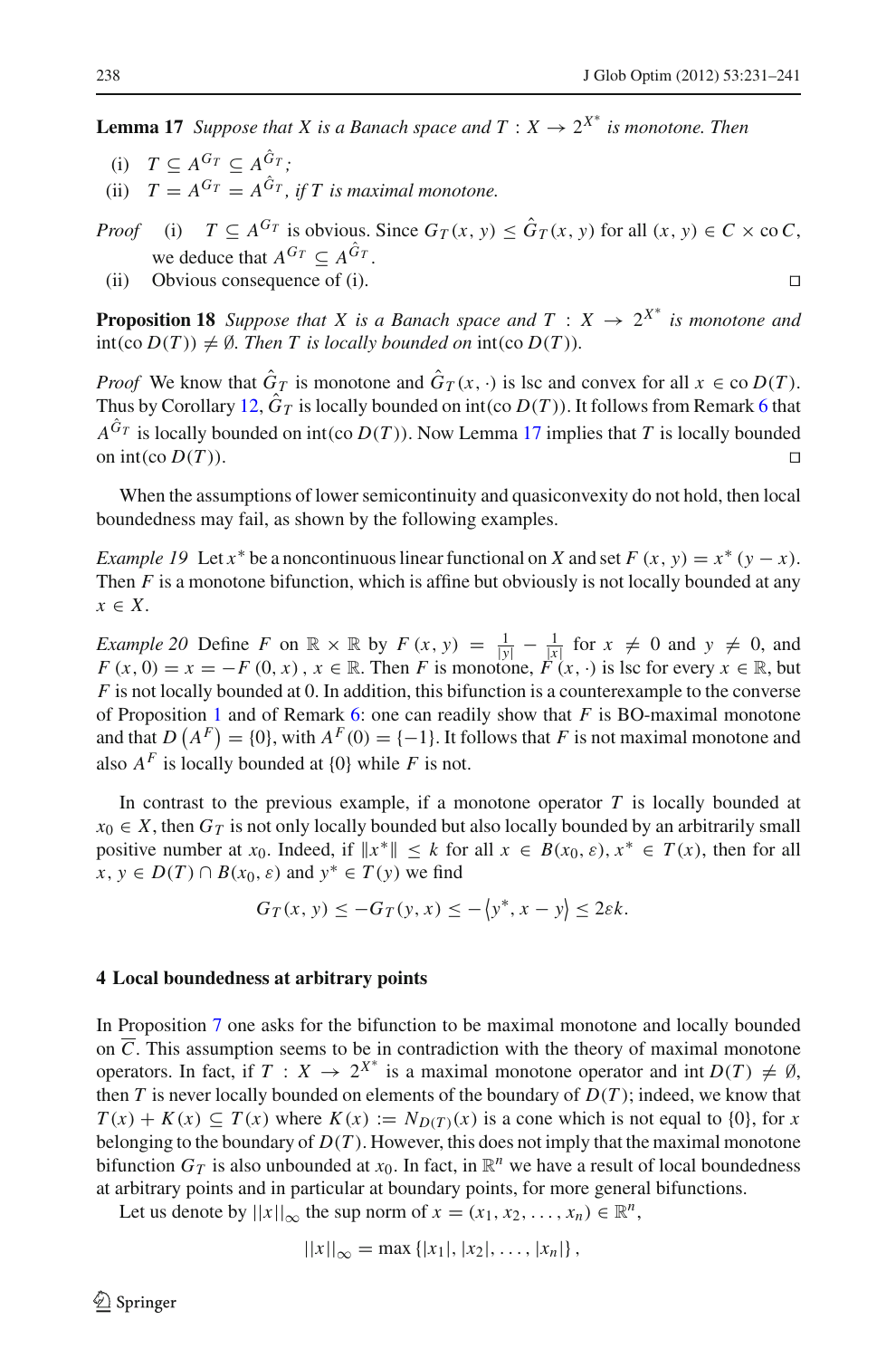**Lemma 17** *Suppose that $X$ is a Banach space and $T : X \to 2^{X^*}$ is monotone. Then*

(i) $T \subseteq A^{G_T} \subseteq A^{\hat{G}_T}$;
(ii) $T = A^{G_T} = A^{\hat{G}_T}$, *if $T$ is maximal monotone.*

*Proof* (i) $T \subseteq A^{G_T}$ is obvious. Since $G_T(x, y) \leq \hat{G}_T(x, y)$ for all $(x, y) \in C \times \text{co}\, C$, we deduce that $A^{G_T} \subseteq A^{\hat{G}_T}$.

(ii) Obvious consequence of (i). □

**Proposition 18** *Suppose that $X$ is a Banach space and $T : X \to 2^{X^*}$ is monotone and $\text{int}(\text{co}\, D(T)) \neq \emptyset$. Then $T$ is locally bounded on $\text{int}(\text{co}\, D(T))$.*

*Proof* We know that $\hat{G}_T$ is monotone and $\hat{G}_T(x, \cdot)$ is lsc and convex for all $x \in \text{co}\, D(T)$. Thus by Corollary 12, $\hat{G}_T$ is locally bounded on $\text{int}(\text{co}\, D(T))$. It follows from Remark 6 that $A^{\hat{G}_T}$ is locally bounded on $\text{int}(\text{co}\, D(T))$. Now Lemma 17 implies that $T$ is locally bounded on $\text{int}(\text{co}\, D(T))$. □

When the assumptions of lower semicontinuity and quasiconvexity do not hold, then local boundedness may fail, as shown by the following examples.

*Example 19* Let $x^*$ be a noncontinuous linear functional on $X$ and set $F(x, y) = x^*(y - x)$. Then $F$ is a monotone bifunction, which is affine but obviously is not locally bounded at any $x \in X$.

*Example 20* Define $F$ on $\mathbb{R} \times \mathbb{R}$ by $F(x, y) = \frac{1}{|y|} - \frac{1}{|x|}$ for $x \neq 0$ and $y \neq 0$, and $F(x, 0) = x = -F(0, x)$, $x \in \mathbb{R}$. Then $F$ is monotone, $F(x, \cdot)$ is lsc for every $x \in \mathbb{R}$, but $F$ is not locally bounded at 0. In addition, this bifunction is a counterexample to the converse of Proposition 1 and of Remark 6: one can readily show that $F$ is BO-maximal monotone and that $D\left(A^F\right) = \{0\}$, with $A^F(0) = \{-1\}$. It follows that $F$ is not maximal monotone and also $A^F$ is locally bounded at $\{0\}$ while $F$ is not.

In contrast to the previous example, if a monotone operator $T$ is locally bounded at $x_0 \in X$, then $G_T$ is not only locally bounded but also locally bounded by an arbitrarily small positive number at $x_0$. Indeed, if $\|x^*\| \leq k$ for all $x \in B(x_0, \varepsilon)$, $x^* \in T(x)$, then for all $x, y \in D(T) \cap B(x_0, \varepsilon)$ and $y^* \in T(y)$ we find

$$G_T(x, y) \leq -G_T(y, x) \leq -\langle y^*, x - y \rangle \leq 2\varepsilon k.$$

## 4 Local boundedness at arbitrary points

In Proposition 7 one asks for the bifunction to be maximal monotone and locally bounded on $\overline{C}$. This assumption seems to be in contradiction with the theory of maximal monotone operators. In fact, if $T : X \to 2^{X^*}$ is a maximal monotone operator and $\text{int}\, D(T) \neq \emptyset$, then $T$ is never locally bounded on elements of the boundary of $D(T)$; indeed, we know that $T(x) + K(x) \subseteq T(x)$ where $K(x) := N_{D(T)}(x)$ is a cone which is not equal to $\{0\}$, for $x$ belonging to the boundary of $D(T)$. However, this does not imply that the maximal monotone bifunction $G_T$ is also unbounded at $x_0$. In fact, in $\mathbb{R}^n$ we have a result of local boundedness at arbitrary points and in particular at boundary points, for more general bifunctions.

Let us denote by $||x||_\infty$ the sup norm of $x = (x_1, x_2, \ldots, x_n) \in \mathbb{R}^n$,

$$||x||_\infty = \max\{|x_1|, |x_2|, \ldots, |x_n|\},$$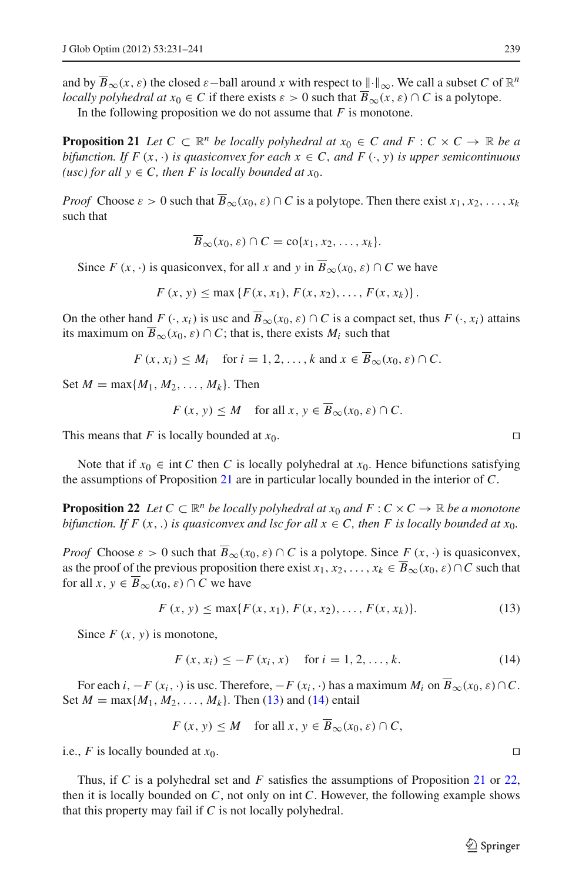and by $\overline{B}_\infty(x, \varepsilon)$ the closed $\varepsilon$−ball around $x$ with respect to $\|\cdot\|_\infty$. We call a subset $C$ of $\mathbb{R}^n$ *locally polyhedral at* $x_0 \in C$ if there exists $\varepsilon > 0$ such that $\overline{B}_\infty(x, \varepsilon) \cap C$ is a polytope.

In the following proposition we do not assume that $F$ is monotone.

**Proposition 21** *Let $C \subset \mathbb{R}^n$ be locally polyhedral at $x_0 \in C$ and $F : C \times C \to \mathbb{R}$ be a bifunction. If $F(x, \cdot)$ is quasiconvex for each $x \in C$, and $F(\cdot, y)$ is upper semicontinuous (usc) for all $y \in C$, then $F$ is locally bounded at $x_0$.*

*Proof* Choose $\varepsilon > 0$ such that $\overline{B}_\infty(x_0, \varepsilon) \cap C$ is a polytope. Then there exist $x_1, x_2, \ldots, x_k$ such that

$$\overline{B}_\infty(x_0, \varepsilon) \cap C = \operatorname{co}\{x_1, x_2, \ldots, x_k\}.$$

Since $F(x, \cdot)$ is quasiconvex, for all $x$ and $y$ in $\overline{B}_\infty(x_0, \varepsilon) \cap C$ we have

$$F(x, y) \leq \max\{F(x, x_1), F(x, x_2), \ldots, F(x, x_k)\}.$$

On the other hand $F(\cdot, x_i)$ is usc and $\overline{B}_\infty(x_0, \varepsilon) \cap C$ is a compact set, thus $F(\cdot, x_i)$ attains its maximum on $\overline{B}_\infty(x_0, \varepsilon) \cap C$; that is, there exists $M_i$ such that

$$F(x, x_i) \leq M_i \quad \text{for } i = 1, 2, \ldots, k \text{ and } x \in \overline{B}_\infty(x_0, \varepsilon) \cap C.$$

Set $M = \max\{M_1, M_2, \ldots, M_k\}$. Then

$$F(x, y) \leq M \quad \text{for all } x, y \in \overline{B}_\infty(x_0, \varepsilon) \cap C.$$

This means that $F$ is locally bounded at $x_0$. $\square$

Note that if $x_0 \in \operatorname{int} C$ then $C$ is locally polyhedral at $x_0$. Hence bifunctions satisfying the assumptions of Proposition 21 are in particular locally bounded in the interior of $C$.

**Proposition 22** *Let $C \subset \mathbb{R}^n$ be locally polyhedral at $x_0$ and $F : C \times C \to \mathbb{R}$ be a monotone bifunction. If $F(x, .)$ is quasiconvex and lsc for all $x \in C$, then $F$ is locally bounded at $x_0$.*

*Proof* Choose $\varepsilon > 0$ such that $\overline{B}_\infty(x_0, \varepsilon) \cap C$ is a polytope. Since $F(x, \cdot)$ is quasiconvex, as the proof of the previous proposition there exist $x_1, x_2, \ldots, x_k \in \overline{B}_\infty(x_0, \varepsilon) \cap C$ such that for all $x, y \in \overline{B}_\infty(x_0, \varepsilon) \cap C$ we have

$$F(x, y) \leq \max\{F(x, x_1), F(x, x_2), \ldots, F(x, x_k)\}. \tag{13}$$

Since $F(x, y)$ is monotone,

$$F(x, x_i) \leq -F(x_i, x) \quad \text{for } i = 1, 2, \ldots, k. \tag{14}$$

For each $i$, $-F(x_i, \cdot)$ is usc. Therefore, $-F(x_i, \cdot)$ has a maximum $M_i$ on $\overline{B}_\infty(x_0, \varepsilon) \cap C$. Set $M = \max\{M_1, M_2, \ldots, M_k\}$. Then (13) and (14) entail

$$F(x, y) \leq M \quad \text{for all } x, y \in \overline{B}_\infty(x_0, \varepsilon) \cap C,$$

i.e., $F$ is locally bounded at $x_0$. $\square$

Thus, if $C$ is a polyhedral set and $F$ satisfies the assumptions of Proposition 21 or 22, then it is locally bounded on $C$, not only on $\operatorname{int} C$. However, the following example shows that this property may fail if $C$ is not locally polyhedral.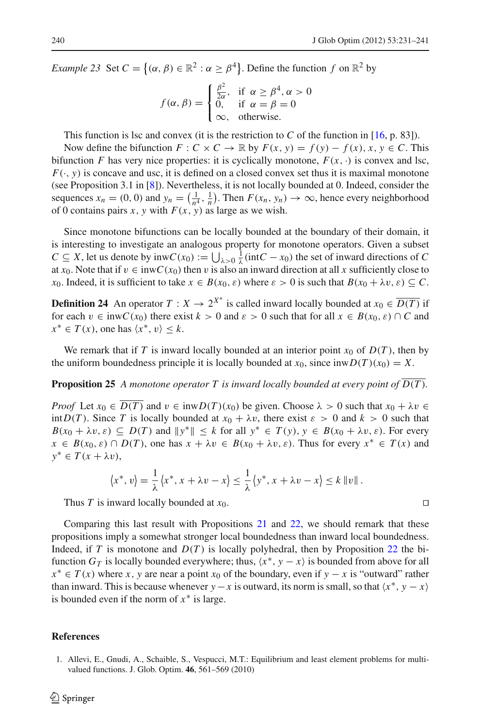*Example 23* Set $C = \{(\alpha, \beta) \in \mathbb{R}^2 : \alpha \geq \beta^4\}$. Define the function $f$ on $\mathbb{R}^2$ by

$$f(\alpha, \beta) = \begin{cases} \frac{\beta^2}{2\alpha}, & \text{if } \alpha \geq \beta^4, \alpha > 0 \\ 0, & \text{if } \alpha = \beta = 0 \\ \infty, & \text{otherwise.} \end{cases}$$

This function is lsc and convex (it is the restriction to $C$ of the function in [16, p. 83]).

Now define the bifunction $F : C \times C \to \mathbb{R}$ by $F(x, y) = f(y) - f(x)$, $x, y \in C$. This bifunction $F$ has very nice properties: it is cyclically monotone, $F(x, \cdot)$ is convex and lsc, $F(\cdot, y)$ is concave and usc, it is defined on a closed convex set thus it is maximal monotone (see Proposition 3.1 in [8]). Nevertheless, it is not locally bounded at 0. Indeed, consider the sequences $x_n = (0, 0)$ and $y_n = (\frac{1}{n^4}, \frac{1}{n})$. Then $F(x_n, y_n) \to \infty$, hence every neighborhood of 0 contains pairs $x, y$ with $F(x, y)$ as large as we wish.

Since monotone bifunctions can be locally bounded at the boundary of their domain, it is interesting to investigate an analogous property for monotone operators. Given a subset $C \subseteq X$, let us denote by $\text{inw}C(x_0) := \bigcup_{\lambda > 0} \frac{1}{\lambda}(\text{int}C - x_0)$ the set of inward directions of $C$ at $x_0$. Note that if $v \in \text{inw}C(x_0)$ then $v$ is also an inward direction at all $x$ sufficiently close to $x_0$. Indeed, it is sufficient to take $x \in B(x_0, \varepsilon)$ where $\varepsilon > 0$ is such that $B(x_0 + \lambda v, \varepsilon) \subseteq C$.

**Definition 24** An operator $T : X \to 2^{X^*}$ is called inward locally bounded at $x_0 \in \overline{D(T)}$ if for each $v \in \text{inw}C(x_0)$ there exist $k > 0$ and $\varepsilon > 0$ such that for all $x \in B(x_0, \varepsilon) \cap C$ and $x^* \in T(x)$, one has $\langle x^*, v \rangle \leq k$.

We remark that if $T$ is inward locally bounded at an interior point $x_0$ of $D(T)$, then by the uniform boundedness principle it is locally bounded at $x_0$, since $\text{inw}D(T)(x_0) = X$.

**Proposition 25** *A monotone operator $T$ is inward locally bounded at every point of $\overline{D(T)}$.*

*Proof* Let $x_0 \in \overline{D(T)}$ and $v \in \text{inw}D(T)(x_0)$ be given. Choose $\lambda > 0$ such that $x_0 + \lambda v \in \text{int}D(T)$. Since $T$ is locally bounded at $x_0 + \lambda v$, there exist $\varepsilon > 0$ and $k > 0$ such that $B(x_0 + \lambda v, \varepsilon) \subseteq D(T)$ and $\|y^*\| \leq k$ for all $y^* \in T(y)$, $y \in B(x_0 + \lambda v, \varepsilon)$. For every $x \in B(x_0, \varepsilon) \cap D(T)$, one has $x + \lambda v \in B(x_0 + \lambda v, \varepsilon)$. Thus for every $x^* \in T(x)$ and $y^* \in T(x + \lambda v)$,

$$\langle x^*, v \rangle = \frac{1}{\lambda} \langle x^*, x + \lambda v - x \rangle \leq \frac{1}{\lambda} \langle y^*, x + \lambda v - x \rangle \leq k \|v\|.$$

Thus $T$ is inward locally bounded at $x_0$. □

Comparing this last result with Propositions 21 and 22, we should remark that these propositions imply a somewhat stronger local boundedness than inward local boundedness. Indeed, if $T$ is monotone and $D(T)$ is locally polyhedral, then by Proposition 22 the bifunction $G_T$ is locally bounded everywhere; thus, $\langle x^*, y - x \rangle$ is bounded from above for all $x^* \in T(x)$ where $x, y$ are near a point $x_0$ of the boundary, even if $y - x$ is "outward" rather than inward. This is because whenever $y - x$ is outward, its norm is small, so that $\langle x^*, y - x \rangle$ is bounded even if the norm of $x^*$ is large.

## References

1. Allevi, E., Gnudi, A., Schaible, S., Vespucci, M.T.: Equilibrium and least element problems for multivalued functions. J. Glob. Optim. **46**, 561–569 (2010)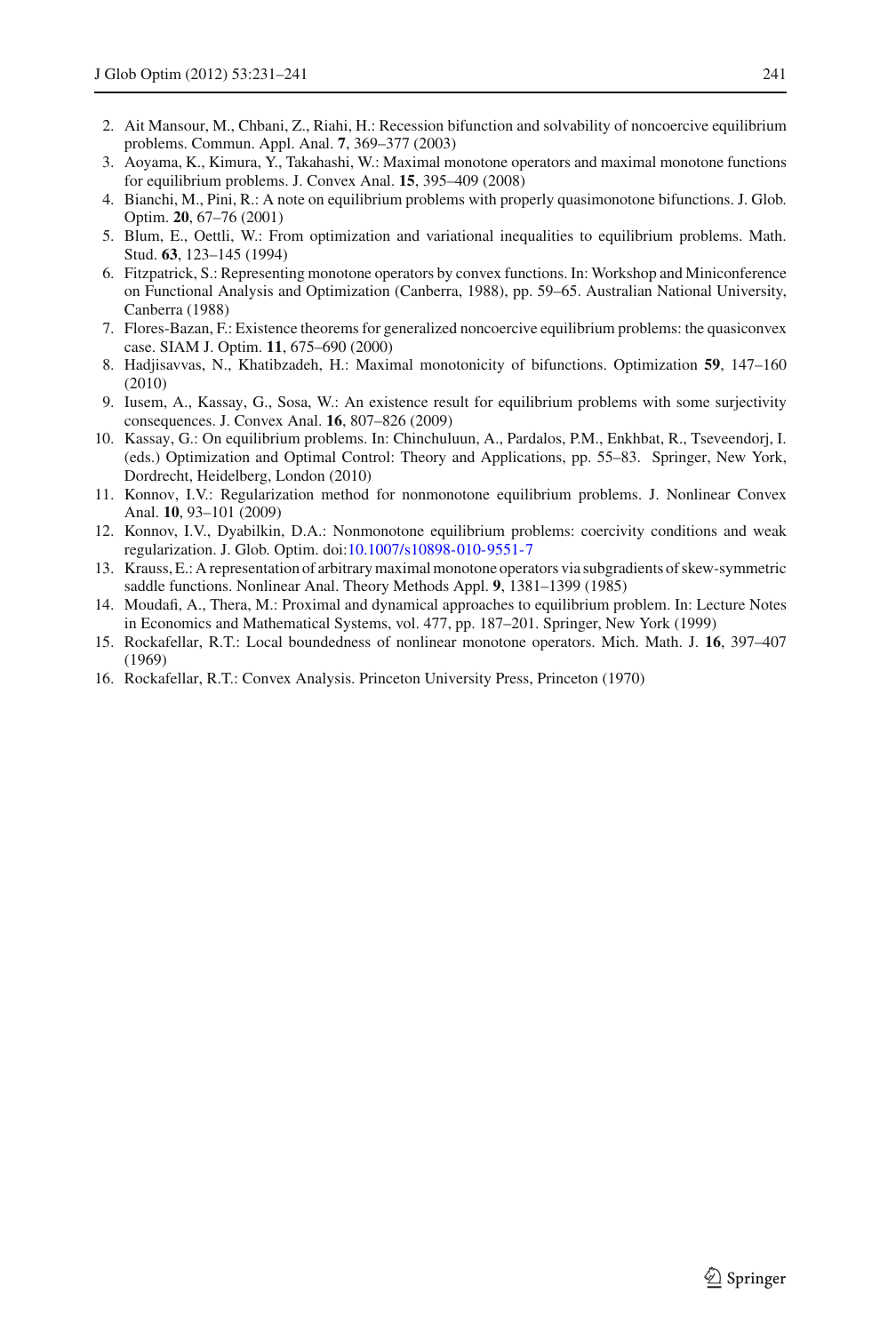2. Ait Mansour, M., Chbani, Z., Riahi, H.: Recession bifunction and solvability of noncoercive equilibrium problems. Commun. Appl. Anal. **7**, 369–377 (2003)
3. Aoyama, K., Kimura, Y., Takahashi, W.: Maximal monotone operators and maximal monotone functions for equilibrium problems. J. Convex Anal. **15**, 395–409 (2008)
4. Bianchi, M., Pini, R.: A note on equilibrium problems with properly quasimonotone bifunctions. J. Glob. Optim. **20**, 67–76 (2001)
5. Blum, E., Oettli, W.: From optimization and variational inequalities to equilibrium problems. Math. Stud. **63**, 123–145 (1994)
6. Fitzpatrick, S.: Representing monotone operators by convex functions. In: Workshop and Miniconference on Functional Analysis and Optimization (Canberra, 1988), pp. 59–65. Australian National University, Canberra (1988)
7. Flores-Bazan, F.: Existence theorems for generalized noncoercive equilibrium problems: the quasiconvex case. SIAM J. Optim. **11**, 675–690 (2000)
8. Hadjisavvas, N., Khatibzadeh, H.: Maximal monotonicity of bifunctions. Optimization **59**, 147–160 (2010)
9. Iusem, A., Kassay, G., Sosa, W.: An existence result for equilibrium problems with some surjectivity consequences. J. Convex Anal. **16**, 807–826 (2009)
10. Kassay, G.: On equilibrium problems. In: Chinchuluun, A., Pardalos, P.M., Enkhbat, R., Tseveendorj, I. (eds.) Optimization and Optimal Control: Theory and Applications, pp. 55–83. Springer, New York, Dordrecht, Heidelberg, London (2010)
11. Konnov, I.V.: Regularization method for nonmonotone equilibrium problems. J. Nonlinear Convex Anal. **10**, 93–101 (2009)
12. Konnov, I.V., Dyabilkin, D.A.: Nonmonotone equilibrium problems: coercivity conditions and weak regularization. J. Glob. Optim. doi:10.1007/s10898-010-9551-7
13. Krauss, E.: A representation of arbitrary maximal monotone operators via subgradients of skew-symmetric saddle functions. Nonlinear Anal. Theory Methods Appl. **9**, 1381–1399 (1985)
14. Moudafi, A., Thera, M.: Proximal and dynamical approaches to equilibrium problem. In: Lecture Notes in Economics and Mathematical Systems, vol. 477, pp. 187–201. Springer, New York (1999)
15. Rockafellar, R.T.: Local boundedness of nonlinear monotone operators. Mich. Math. J. **16**, 397–407 (1969)
16. Rockafellar, R.T.: Convex Analysis. Princeton University Press, Princeton (1970)